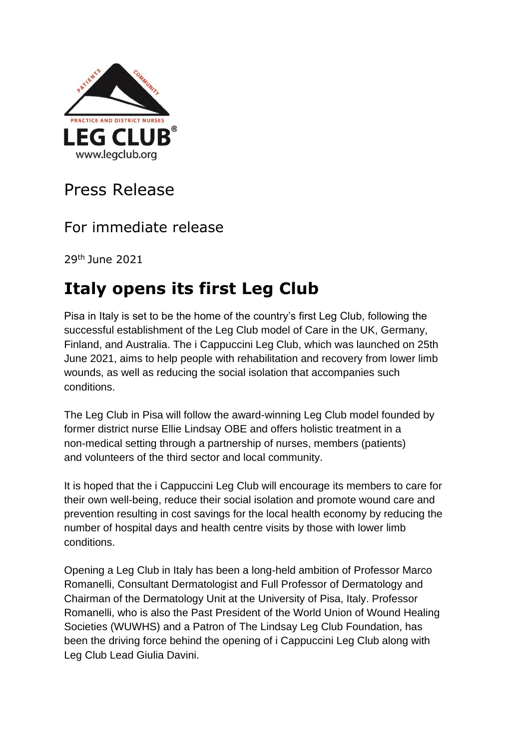Press Release

For immediate release

29th June 2021

# Italy opens its first Leg Club

Pisa in Italy is set to be the home of the country's first Leg Club, following the successful establishment of the Leg Club model of Care in the UK, Germany, Finland, and Australia. The i Cappuccini Leg Club, which was launched on 25th June 2021, aims to help people with rehabilitation and recovery from lower limb wounds, as well as reducing the social isolation that accompanies such conditions.

The Leg Club in Pisa will follow the award-winning Leg Club model founded by former district nurse Ellie Lindsay OBE and offers holistic treatment in a non-medical setting through a partnership of nurses, members (patients) and volunteers of the third sector and local community.

It is hoped that the i Cappuccini Leg Club will encourage its members to care for their own well-being, reduce their social isolation and promote wound care and prevention resulting in cost savings for the local health economy by reducing the number of hospital days and health centre visits by those with lower limb conditions.

Opening a Leg Club in Italy has been a long-held ambition of Professor Marco Romanelli, Consultant Dermatologist and Full Professor of Dermatology and Chairman of the Dermatology Unit at the University of Pisa, Italy. Professor Romanelli, who is also the Past President of the World Union of Wound Healing Societies (WUWHS) and a Patron of The Lindsay Leg Club Foundation, has been the driving force behind the opening of i Cappuccini Leg Club along with Leg Club Lead Giulia Davini.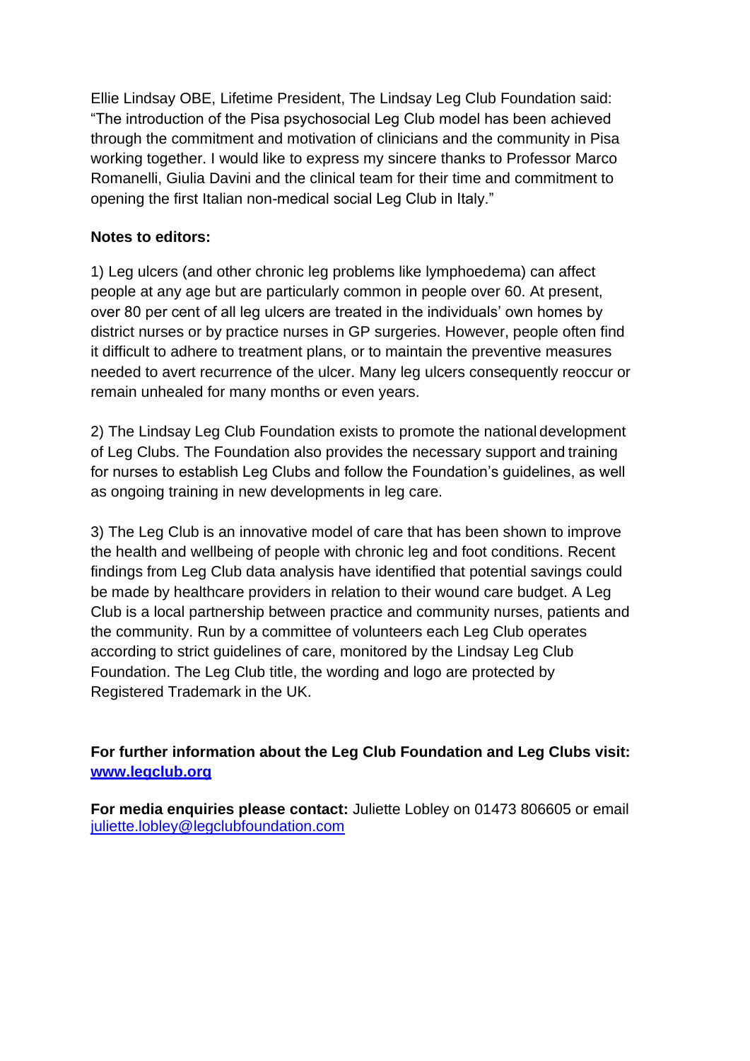Ellie Lindsay OBE, Lifetime President, The Lindsay Leg Club Foundation said: "The introduction of the Pisa psychosocial Leg Club model has been achieved through the commitment and motivation of clinicians and the community in Pisa working together. I would like to express my sincere thanks to Professor Marco Romanelli, Giulia Davini and the clinical team for their time and commitment to opening the first Italian non-medical social Leg Club in Italy."

**Notes to editors:**

1) Leg ulcers (and other chronic leg problems like lymphoedema) can affect people at any age but are particularly common in people over 60. At present, over 80 per cent of all leg ulcers are treated in the individuals' own homes by district nurses or by practice nurses in GP surgeries. However, people often find it difficult to adhere to treatment plans, or to maintain the preventive measures needed to avert recurrence of the ulcer. Many leg ulcers consequently reoccur or remain unhealed for many months or even years.

2) The Lindsay Leg Club Foundation exists to promote the national development of Leg Clubs. The Foundation also provides the necessary support and training for nurses to establish Leg Clubs and follow the Foundation's guidelines, as well as ongoing training in new developments in leg care.

3) The Leg Club is an innovative model of care that has been shown to improve the health and wellbeing of people with chronic leg and foot conditions. Recent findings from Leg Club data analysis have identified that potential savings could be made by healthcare providers in relation to their wound care budget. A Leg Club is a local partnership between practice and community nurses, patients and the community. Run by a committee of volunteers each Leg Club operates according to strict guidelines of care, monitored by the Lindsay Leg Club Foundation. The Leg Club title, the wording and logo are protected by Registered Trademark in the UK.

**For further information about the Leg Club Foundation and Leg Clubs visit: [www.legclub.org](http://www.legclub.org)**

**For media enquiries please contact:** Juliette Lobley on 01473 806605 or email [juliette.lobley@legclubfoundation.com](mailto:juliette.lobley@legclubfoundation.com)